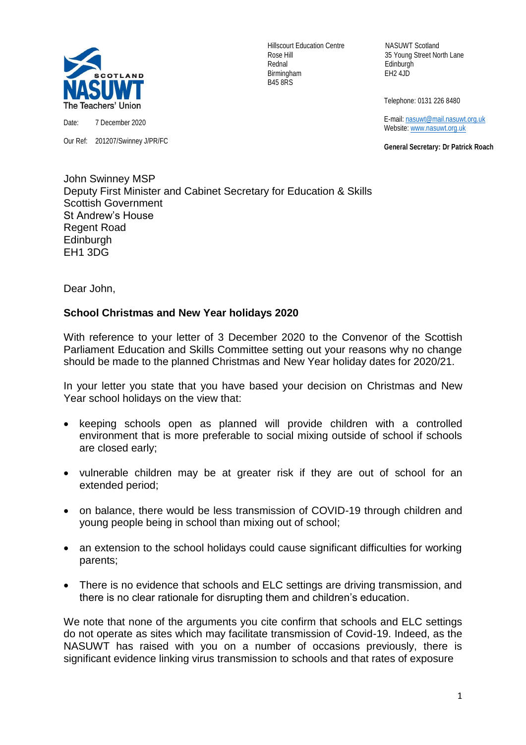NASUWT Scotland
The Teachers' Union

Date: 7 December 2020

Our Ref: 201207/Swinney J/PR/FC

Hillscourt Education Centre
Rose Hill
Rednal
Birmingham
B45 8RS

NASUWT Scotland
35 Young Street North Lane
Edinburgh
EH2 4JD

Telephone: 0131 226 8480

E-mail: nasuwt@mail.nasuwt.org.uk
Website: www.nasuwt.org.uk

**General Secretary: Dr Patrick Roach**

John Swinney MSP
Deputy First Minister and Cabinet Secretary for Education & Skills
Scottish Government
St Andrew's House
Regent Road
Edinburgh
EH1 3DG

Dear John,

**School Christmas and New Year holidays 2020**

With reference to your letter of 3 December 2020 to the Convenor of the Scottish Parliament Education and Skills Committee setting out your reasons why no change should be made to the planned Christmas and New Year holiday dates for 2020/21.

In your letter you state that you have based your decision on Christmas and New Year school holidays on the view that:

- keeping schools open as planned will provide children with a controlled environment that is more preferable to social mixing outside of school if schools are closed early;
- vulnerable children may be at greater risk if they are out of school for an extended period;
- on balance, there would be less transmission of COVID-19 through children and young people being in school than mixing out of school;
- an extension to the school holidays could cause significant difficulties for working parents;
- There is no evidence that schools and ELC settings are driving transmission, and there is no clear rationale for disrupting them and children's education.

We note that none of the arguments you cite confirm that schools and ELC settings do not operate as sites which may facilitate transmission of Covid-19. Indeed, as the NASUWT has raised with you on a number of occasions previously, there is significant evidence linking virus transmission to schools and that rates of exposure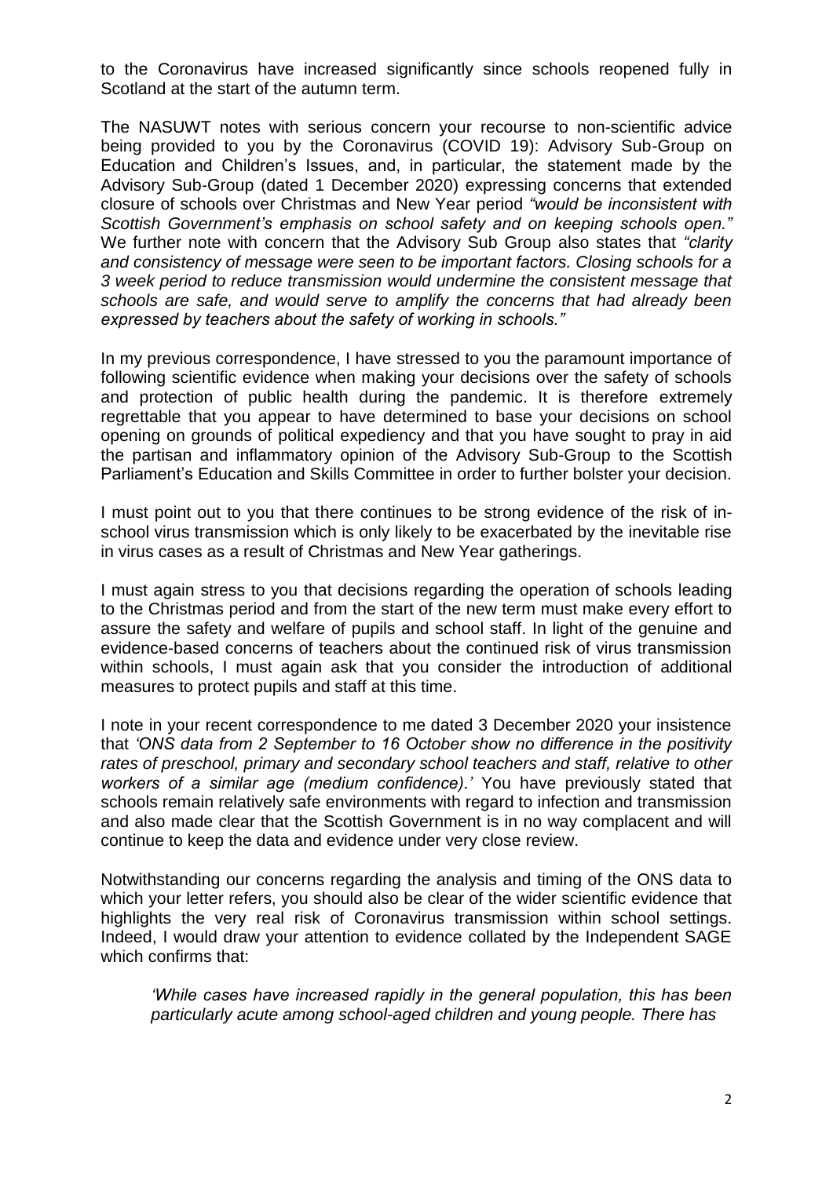to the Coronavirus have increased significantly since schools reopened fully in Scotland at the start of the autumn term.

The NASUWT notes with serious concern your recourse to non-scientific advice being provided to you by the Coronavirus (COVID 19): Advisory Sub-Group on Education and Children's Issues, and, in particular, the statement made by the Advisory Sub-Group (dated 1 December 2020) expressing concerns that extended closure of schools over Christmas and New Year period *"would be inconsistent with Scottish Government's emphasis on school safety and on keeping schools open."* We further note with concern that the Advisory Sub Group also states that *"clarity and consistency of message were seen to be important factors. Closing schools for a 3 week period to reduce transmission would undermine the consistent message that schools are safe, and would serve to amplify the concerns that had already been expressed by teachers about the safety of working in schools."*

In my previous correspondence, I have stressed to you the paramount importance of following scientific evidence when making your decisions over the safety of schools and protection of public health during the pandemic. It is therefore extremely regrettable that you appear to have determined to base your decisions on school opening on grounds of political expediency and that you have sought to pray in aid the partisan and inflammatory opinion of the Advisory Sub-Group to the Scottish Parliament's Education and Skills Committee in order to further bolster your decision.

I must point out to you that there continues to be strong evidence of the risk of in-school virus transmission which is only likely to be exacerbated by the inevitable rise in virus cases as a result of Christmas and New Year gatherings.

I must again stress to you that decisions regarding the operation of schools leading to the Christmas period and from the start of the new term must make every effort to assure the safety and welfare of pupils and school staff. In light of the genuine and evidence-based concerns of teachers about the continued risk of virus transmission within schools, I must again ask that you consider the introduction of additional measures to protect pupils and staff at this time.

I note in your recent correspondence to me dated 3 December 2020 your insistence that *'ONS data from 2 September to 16 October show no difference in the positivity rates of preschool, primary and secondary school teachers and staff, relative to other workers of a similar age (medium confidence).'* You have previously stated that schools remain relatively safe environments with regard to infection and transmission and also made clear that the Scottish Government is in no way complacent and will continue to keep the data and evidence under very close review.

Notwithstanding our concerns regarding the analysis and timing of the ONS data to which your letter refers, you should also be clear of the wider scientific evidence that highlights the very real risk of Coronavirus transmission within school settings. Indeed, I would draw your attention to evidence collated by the Independent SAGE which confirms that:

> *'While cases have increased rapidly in the general population, this has been particularly acute among school-aged children and young people. There has*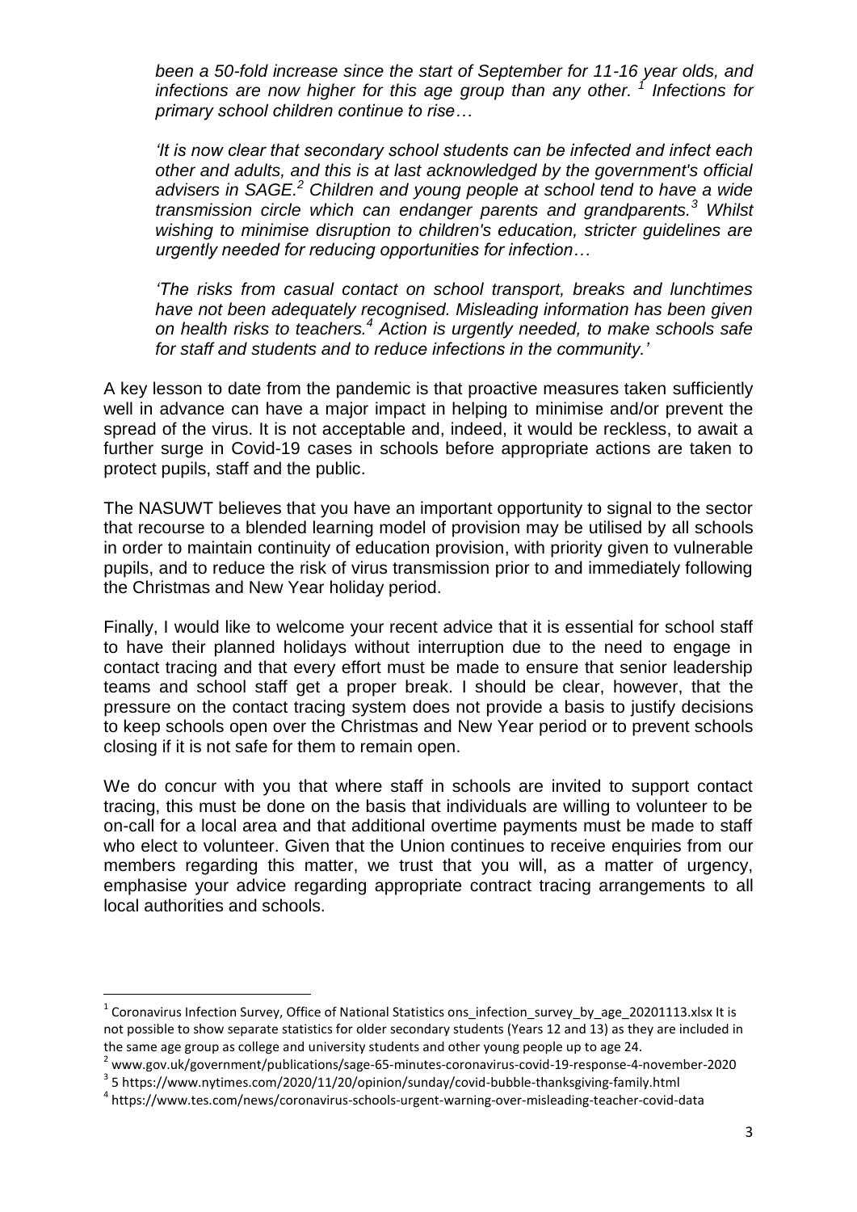*been a 50-fold increase since the start of September for 11-16 year olds, and infections are now higher for this age group than any other.* [1] *Infections for primary school children continue to rise…*

*'It is now clear that secondary school students can be infected and infect each other and adults, and this is at last acknowledged by the government's official advisers in SAGE.*[2] *Children and young people at school tend to have a wide transmission circle which can endanger parents and grandparents.*[3] *Whilst wishing to minimise disruption to children's education, stricter guidelines are urgently needed for reducing opportunities for infection…*

*'The risks from casual contact on school transport, breaks and lunchtimes have not been adequately recognised. Misleading information has been given on health risks to teachers.*[4] *Action is urgently needed, to make schools safe for staff and students and to reduce infections in the community.'*

A key lesson to date from the pandemic is that proactive measures taken sufficiently well in advance can have a major impact in helping to minimise and/or prevent the spread of the virus. It is not acceptable and, indeed, it would be reckless, to await a further surge in Covid-19 cases in schools before appropriate actions are taken to protect pupils, staff and the public.

The NASUWT believes that you have an important opportunity to signal to the sector that recourse to a blended learning model of provision may be utilised by all schools in order to maintain continuity of education provision, with priority given to vulnerable pupils, and to reduce the risk of virus transmission prior to and immediately following the Christmas and New Year holiday period.

Finally, I would like to welcome your recent advice that it is essential for school staff to have their planned holidays without interruption due to the need to engage in contact tracing and that every effort must be made to ensure that senior leadership teams and school staff get a proper break. I should be clear, however, that the pressure on the contact tracing system does not provide a basis to justify decisions to keep schools open over the Christmas and New Year period or to prevent schools closing if it is not safe for them to remain open.

We do concur with you that where staff in schools are invited to support contact tracing, this must be done on the basis that individuals are willing to volunteer to be on-call for a local area and that additional overtime payments must be made to staff who elect to volunteer. Given that the Union continues to receive enquiries from our members regarding this matter, we trust that you will, as a matter of urgency, emphasise your advice regarding appropriate contract tracing arrangements to all local authorities and schools.

---

[1] Coronavirus Infection Survey, Office of National Statistics ons_infection_survey_by_age_20201113.xlsx It is not possible to show separate statistics for older secondary students (Years 12 and 13) as they are included in the same age group as college and university students and other young people up to age 24.

[2] www.gov.uk/government/publications/sage-65-minutes-coronavirus-covid-19-response-4-november-2020

[3] 5 https://www.nytimes.com/2020/11/20/opinion/sunday/covid-bubble-thanksgiving-family.html

[4] https://www.tes.com/news/coronavirus-schools-urgent-warning-over-misleading-teacher-covid-data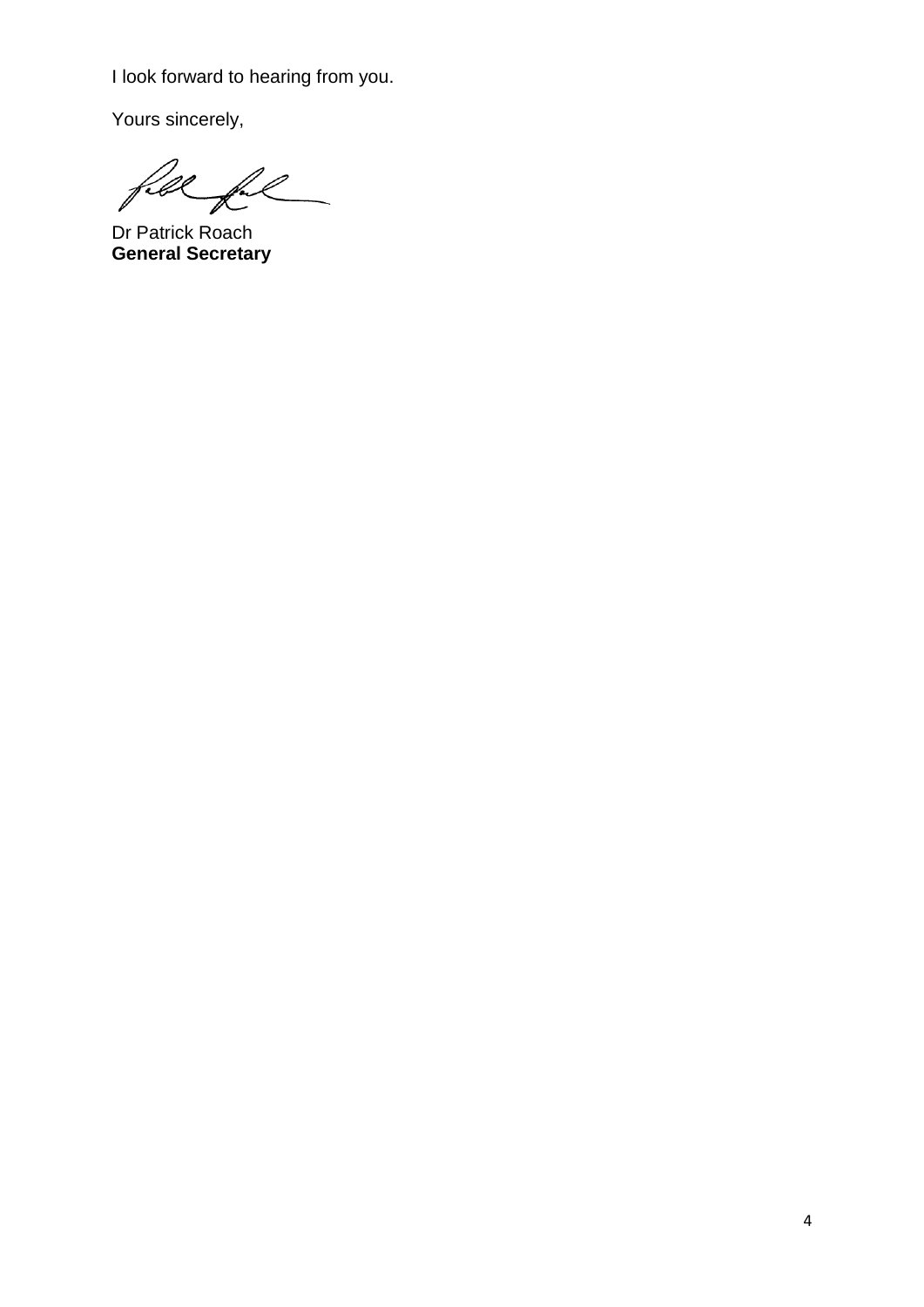I look forward to hearing from you.

Yours sincerely,

Dr Patrick Roach  
**General Secretary**